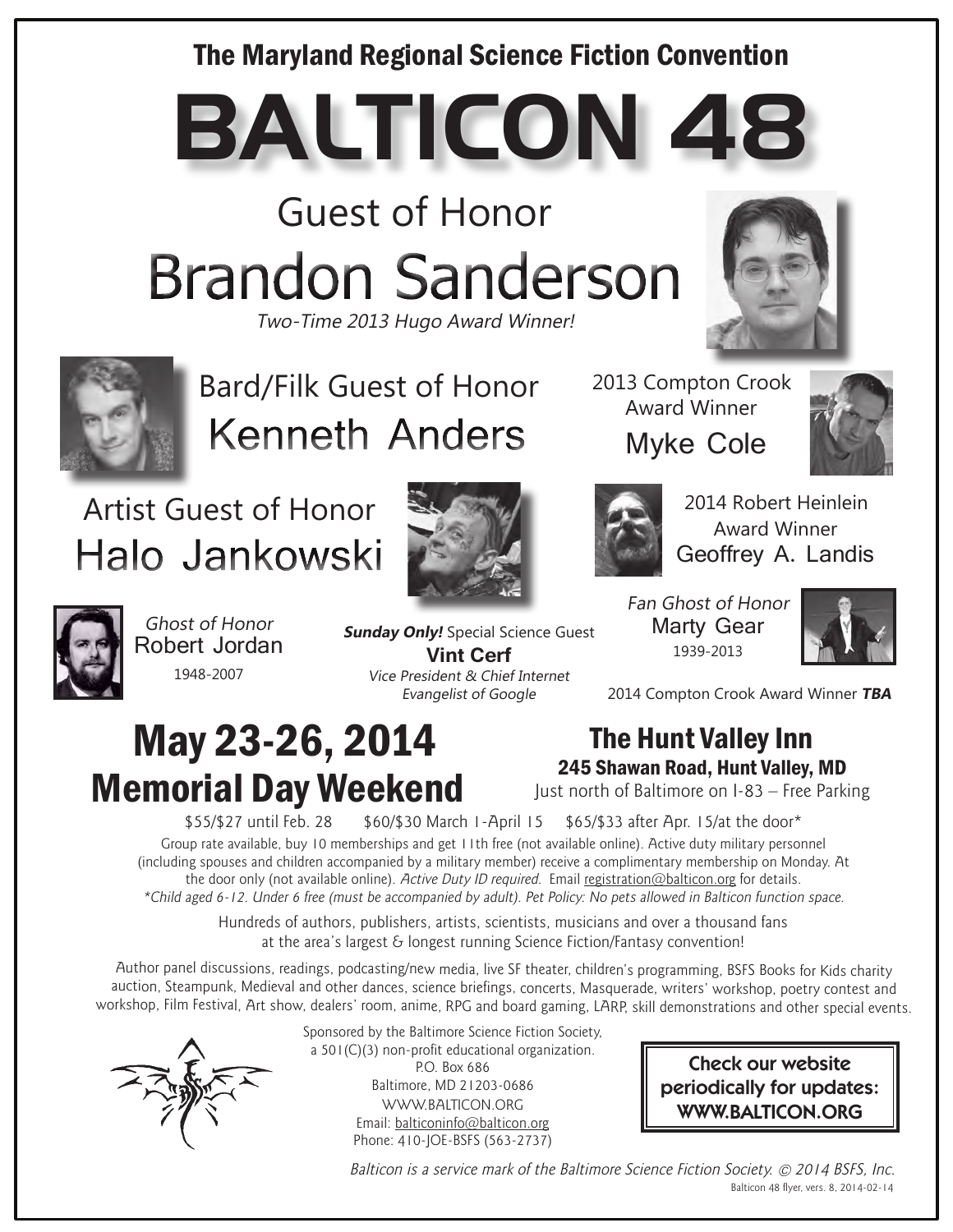## The Maryland Regional Science Fiction Convention

# BALTICON 48

## Guest of Honor

## Brandon Sanderson

*Two-Time 2013 Hugo Award Winner!*

Bard/Filk Guest of Honor
**Kenneth Anders**

2013 Compton Crook Award Winner
**Myke Cole**

Artist Guest of Honor
**Halo Jankowski**

2014 Robert Heinlein Award Winner
**Geoffrey A. Landis**

*Ghost of Honor*
**Robert Jordan**
1948-2007

***Sunday Only!*** Special Science Guest
**Vint Cerf**
*Vice President & Chief Internet Evangelist of Google*

*Fan Ghost of Honor*
**Marty Gear**
1939-2013

2014 Compton Crook Award Winner ***TBA***

## May 23-26, 2014
## Memorial Day Weekend

## The Hunt Valley Inn
### 245 Shawan Road, Hunt Valley, MD

Just north of Baltimore on I-83 – Free Parking

$55/$27 until Feb. 28 $60/$30 March 1-April 15 $65/$33 after Apr. 15/at the door*

Group rate available, buy 10 memberships and get 11th free (not available online). Active duty military personnel (including spouses and children accompanied by a military member) receive a complimentary membership on Monday. At the door only (not available online). *Active Duty ID required.* Email registration@balticon.org for details.
*\*Child aged 6-12. Under 6 free (must be accompanied by adult). Pet Policy: No pets allowed in Balticon function space.*

Hundreds of authors, publishers, artists, scientists, musicians and over a thousand fans at the area's largest & longest running Science Fiction/Fantasy convention!

Author panel discussions, readings, podcasting/new media, live SF theater, children's programming, BSFS Books for Kids charity auction, Steampunk, Medieval and other dances, science briefings, concerts, Masquerade, writers' workshop, poetry contest and workshop, Film Festival, Art show, dealers' room, anime, RPG and board gaming, LARP, skill demonstrations and other special events.

Sponsored by the Baltimore Science Fiction Society,
a 501(C)(3) non-profit educational organization.
P.O. Box 686
Baltimore, MD 21203-0686
WWW.BALTICON.ORG
Email: balticoninfo@balticon.org
Phone: 410-JOE-BSFS (563-2737)

**Check our website periodically for updates: WWW.BALTICON.ORG**

*Balticon is a service mark of the Baltimore Science Fiction Society. © 2014 BSFS, Inc.*

Balticon 48 flyer, vers. 8, 2014-02-14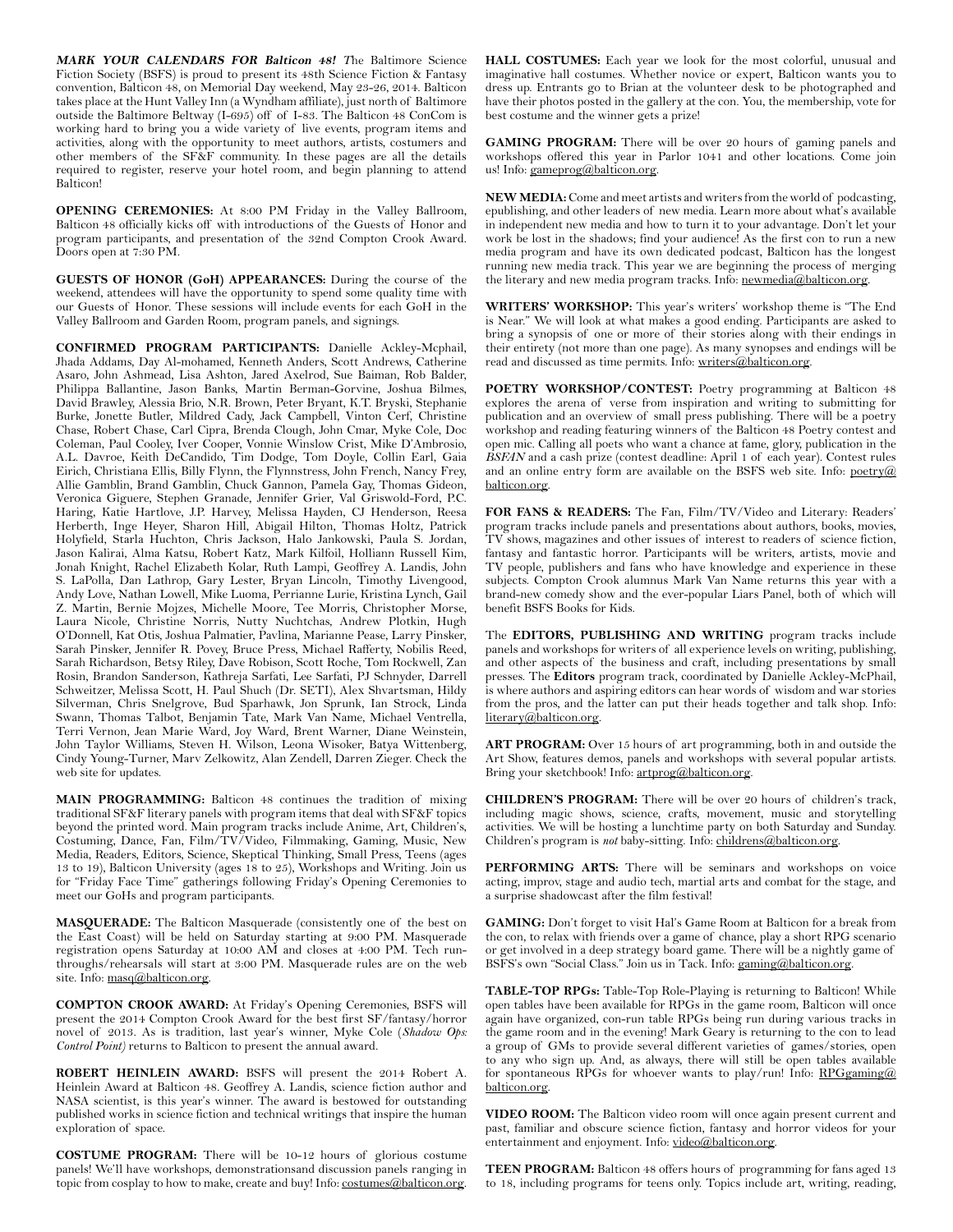***MARK YOUR CALENDARS FOR Balticon 48!*** *T*he Baltimore Science Fiction Society (BSFS) is proud to present its 48th Science Fiction & Fantasy convention, Balticon 48, on Memorial Day weekend, May 23-26, 2014. Balticon takes place at the Hunt Valley Inn (a Wyndham affiliate), just north of Baltimore outside the Baltimore Beltway (I-695) off of I-83. The Balticon 48 ConCom is working hard to bring you a wide variety of live events, program items and activities, along with the opportunity to meet authors, artists, costumers and other members of the SF&F community. In these pages are all the details required to register, reserve your hotel room, and begin planning to attend Balticon!

**OPENING CEREMONIES:** At 8:00 PM Friday in the Valley Ballroom, Balticon 48 officially kicks off with introductions of the Guests of Honor and program participants, and presentation of the 32nd Compton Crook Award. Doors open at 7:30 PM.

**GUESTS OF HONOR (GoH) APPEARANCES:** During the course of the weekend, attendees will have the opportunity to spend some quality time with our Guests of Honor. These sessions will include events for each GoH in the Valley Ballroom and Garden Room, program panels, and signings.

**CONFIRMED PROGRAM PARTICIPANTS:** Danielle Ackley-Mcphail, Jhada Addams, Day Al-mohamed, Kenneth Anders, Scott Andrews, Catherine Asaro, John Ashmead, Lisa Ashton, Jared Axelrod, Sue Baiman, Rob Balder, Philippa Ballantine, Jason Banks, Martin Berman-Gorvine, Joshua Bilmes, David Brawley, Alessia Brio, N.R. Brown, Peter Bryant, K.T. Bryski, Stephanie Burke, Jonette Butler, Mildred Cady, Jack Campbell, Vinton Cerf, Christine Chase, Robert Chase, Carl Cipra, Brenda Clough, John Cmar, Myke Cole, Doc Coleman, Paul Cooley, Iver Cooper, Vonnie Winslow Crist, Mike D'Ambrosio, A.L. Davroe, Keith DeCandido, Tim Dodge, Tom Doyle, Collin Earl, Gaia Eirich, Christiana Ellis, Billy Flynn, the Flynnstress, John French, Nancy Frey, Allie Gamblin, Brand Gamblin, Chuck Gannon, Pamela Gay, Thomas Gideon, Veronica Giguere, Stephen Granade, Jennifer Grier, Val Griswold-Ford, P.C. Haring, Katie Hartlove, J.P. Harvey, Melissa Hayden, CJ Henderson, Reesa Herberth, Inge Heyer, Sharon Hill, Abigail Hilton, Thomas Holtz, Patrick Holyfield, Starla Huchton, Chris Jackson, Halo Jankowski, Paula S. Jordan, Jason Kalirai, Alma Katsu, Robert Katz, Mark Kilfoil, Holliann Russell Kim, Jonah Knight, Rachel Elizabeth Kolar, Ruth Lampi, Geoffrey A. Landis, John S. LaPolla, Dan Lathrop, Gary Lester, Bryan Lincoln, Timothy Livengood, Andy Love, Nathan Lowell, Mike Luoma, Perrianne Lurie, Kristina Lynch, Gail Z. Martin, Bernie Mojzes, Michelle Moore, Tee Morris, Christopher Morse, Laura Nicole, Christine Norris, Nutty Nuchtchas, Andrew Plotkin, Hugh O'Donnell, Kat Otis, Joshua Palmatier, Pavlina, Marianne Pease, Larry Pinsker, Sarah Pinsker, Jennifer R. Povey, Bruce Press, Michael Rafferty, Nobilis Reed, Sarah Richardson, Betsy Riley, Dave Robison, Scott Roche, Tom Rockwell, Zan Rosin, Brandon Sanderson, Kathreja Sarfati, Lee Sarfati, PJ Schnyder, Darrell Schweitzer, Melissa Scott, H. Paul Shuch (Dr. SETI), Alex Shvartsman, Hildy Silverman, Chris Snelgrove, Bud Sparhawk, Jon Sprunk, Ian Strock, Linda Swann, Thomas Talbot, Benjamin Tate, Mark Van Name, Michael Ventrella, Terri Vernon, Jean Marie Ward, Joy Ward, Brent Warner, Diane Weinstein, John Taylor Williams, Steven H. Wilson, Leona Wisoker, Batya Wittenberg, Cindy Young-Turner, Marv Zelkowitz, Alan Zendell, Darren Zieger. Check the web site for updates.

**MAIN PROGRAMMING:** Balticon 48 continues the tradition of mixing traditional SF&F literary panels with program items that deal with SF&F topics beyond the printed word. Main program tracks include Anime, Art, Children's, Costuming, Dance, Fan, Film/TV/Video, Filmmaking, Gaming, Music, New Media, Readers, Editors, Science, Skeptical Thinking, Small Press, Teens (ages 13 to 19), Balticon University (ages 18 to 25), Workshops and Writing. Join us for "Friday Face Time" gatherings following Friday's Opening Ceremonies to meet our GoHs and program participants.

**MASQUERADE:** The Balticon Masquerade (consistently one of the best on the East Coast) will be held on Saturday starting at 9:00 PM. Masquerade registration opens Saturday at 10:00 AM and closes at 4:00 PM. Tech run-throughs/rehearsals will start at 3:00 PM. Masquerade rules are on the web site. Info: masq@balticon.org.

**COMPTON CROOK AWARD:** At Friday's Opening Ceremonies, BSFS will present the 2014 Compton Crook Award for the best first SF/fantasy/horror novel of 2013. As is tradition, last year's winner, Myke Cole (*Shadow Ops: Control Point)* returns to Balticon to present the annual award.

**ROBERT HEINLEIN AWARD:** BSFS will present the 2014 Robert A. Heinlein Award at Balticon 48. Geoffrey A. Landis, science fiction author and NASA scientist, is this year's winner. The award is bestowed for outstanding published works in science fiction and technical writings that inspire the human exploration of space.

**COSTUME PROGRAM:** There will be 10-12 hours of glorious costume panels! We'll have workshops, demonstrationsand discussion panels ranging in topic from cosplay to how to make, create and buy! Info: costumes@balticon.org.

**HALL COSTUMES:** Each year we look for the most colorful, unusual and imaginative hall costumes. Whether novice or expert, Balticon wants you to dress up. Entrants go to Brian at the volunteer desk to be photographed and have their photos posted in the gallery at the con. You, the membership, vote for best costume and the winner gets a prize!

**GAMING PROGRAM:** There will be over 20 hours of gaming panels and workshops offered this year in Parlor 1041 and other locations. Come join us! Info: gameprog@balticon.org.

**NEW MEDIA:** Come and meet artists and writers from the world of podcasting, epublishing, and other leaders of new media. Learn more about what's available in independent new media and how to turn it to your advantage. Don't let your work be lost in the shadows; find your audience! As the first con to run a new media program and have its own dedicated podcast, Balticon has the longest running new media track. This year we are beginning the process of merging the literary and new media program tracks. Info: newmedia@balticon.org.

**WRITERS' WORKSHOP:** This year's workshop theme is "The End is Near." We will look at what makes a good ending. Participants are asked to bring a synopsis of one or more of their stories along with their endings in their entirety (not more than one page). As many synopses and endings will be read and discussed as time permits. Info: writers@balticon.org.

**POETRY WORKSHOP/CONTEST:** Poetry programming at Balticon 48 explores the arena of verse from inspiration and writing to submitting for publication and an overview of small press publishing. There will be a poetry workshop and reading featuring winners of the Balticon 48 Poetry contest and open mic. Calling all poets who want a chance at fame, glory, publication in the *BSFAN* and a cash prize (contest deadline: April 1 of each year). Contest rules and an online entry form are available on the BSFS web site. Info: poetry@balticon.org.

**FOR FANS & READERS:** The Fan, Film/TV/Video and Literary: Readers' program tracks include panels and presentations about authors, books, movies, TV shows, magazines and other issues of interest to readers of science fiction, fantasy and fantastic horror. Participants will be writers, artists, movie and TV people, publishers and fans who have knowledge and experience in these subjects. Compton Crook alumnus Mark Van Name returns this year with a brand-new comedy show and the ever-popular Liars Panel, both of which will benefit BSFS Books for Kids.

The **EDITORS, PUBLISHING AND WRITING** program tracks include panels and workshops for writers of all experience levels on writing, publishing, and other aspects of the business and craft, including presentations by small presses. The **Editors** program track, coordinated by Danielle Ackley-McPhail, is where authors and aspiring editors can hear words of wisdom and war stories from the pros, and the latter can put their heads together and talk shop. Info: literary@balticon.org.

**ART PROGRAM:** Over 15 hours of art programming, both in and outside the Art Show, features demos, panels and workshops with several popular artists. Bring your sketchbook! Info: artprog@balticon.org.

**CHILDREN'S PROGRAM:** There will be over 20 hours of children's track, including magic shows, science, crafts, movement, music and storytelling activities. We will be hosting a lunchtime party on both Saturday and Sunday. Children's program is *not* baby-sitting. Info: childrens@balticon.org.

**PERFORMING ARTS:** There will be seminars and workshops on voice acting, improv, stage and audio tech, martial arts and combat for the stage, and a surprise shadowcast after the film festival!

**GAMING:** Don't forget to visit Hal's Game Room at Balticon for a break from the con, to relax with friends over a game of chance, play a short RPG scenario or get involved in a deep strategy board game. There will be a nightly game of BSFS's own "Social Class." Join us in Tack. Info: gaming@balticon.org.

**TABLE-TOP RPGs:** Table-Top Role-Playing is returning to Balticon! While open tables have been available for RPGs in the game room, Balticon will once again have organized, con-run table RPGs being run during various tracks in the game room and in the evening! Mark Geary is returning to the con to lead a group of GMs to provide several different varieties of games/stories, open to any who sign up. And, as always, there will still be open tables available for spontaneous RPGs for whoever wants to play/run! Info: RPGgaming@balticon.org.

**VIDEO ROOM:** The Balticon video room will once again present current and past, familiar and obscure science fiction, fantasy and horror videos for your entertainment and enjoyment. Info: video@balticon.org.

**TEEN PROGRAM:** Balticon 48 offers hours of programming for fans aged 13 to 18, including programs for teens only. Topics include art, writing, reading,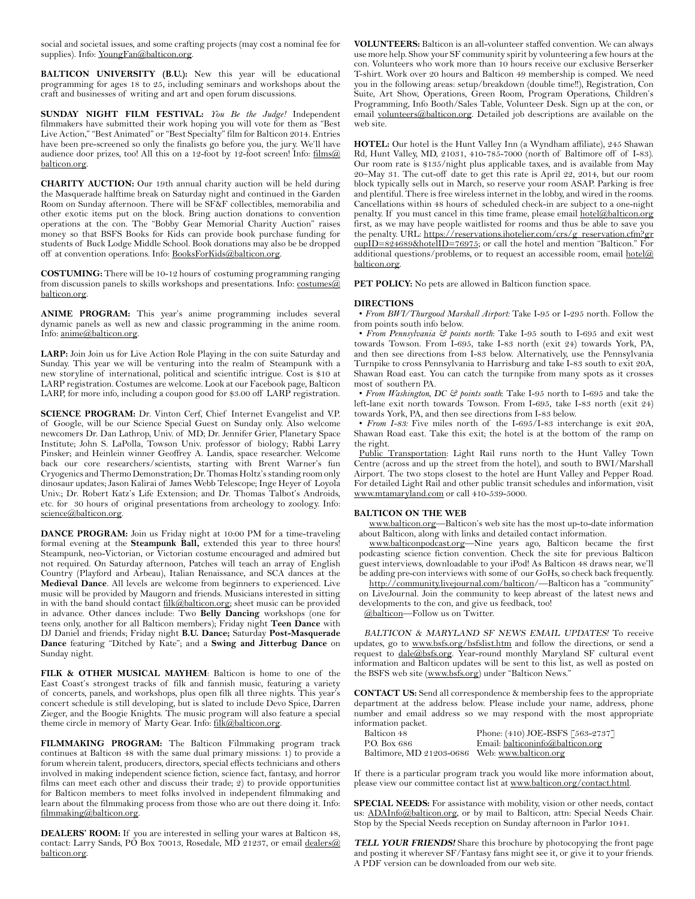social and societal issues, and some crafting projects (may cost a nominal fee for supplies). Info: YoungFan@balticon.org.

**BALTICON UNIVERSITY (B.U.):** New this year will be educational programming for ages 18 to 25, including seminars and workshops about the craft and businesses of writing and art and open forum discussions.

**SUNDAY NIGHT FILM FESTIVAL:** *You Be the Judge!* Independent filmmakers have submitted their work hoping you will vote for them as "Best Live Action," "Best Animated" or "Best Specialty" film for Balticon 2014. Entries have been pre-screened so only the finalists go before you, the jury. We'll have audience door prizes, too! All this on a 12-foot by 12-foot screen! Info: films@balticon.org.

**CHARITY AUCTION:** Our 19th annual charity auction will be held during the Masquerade halftime break on Saturday night and continued in the Garden Room on Sunday afternoon. There will be SF&F collectibles, memorabilia and other exotic items put on the block. Bring auction donations to convention operations at the con. The "Bobby Gear Memorial Charity Auction" raises money so that BSFS Books for Kids can provide book purchase funding for students of Buck Lodge Middle School. Book donations may also be be dropped off at convention operations. Info: BooksForKids@balticon.org.

**COSTUMING:** There will be 10-12 hours of costuming programming ranging from discussion panels to skills workshops and presentations. Info: costumes@balticon.org.

**ANIME PROGRAM:** This year's anime programming includes several dynamic panels as well as new and classic programming in the anime room. Info: anime@balticon.org.

**LARP:** Join Join us for Live Action Role Playing in the con suite Saturday and Sunday. This year we will be venturing into the realm of Steampunk with a new storyline of international, political and scientific intrigue. Cost is $10 at LARP registration. Costumes are welcome. Look at our Facebook page, Balticon LARP, for more info, including a coupon good for $3.00 off LARP registration.

**SCIENCE PROGRAM:** Dr. Vinton Cerf, Chief Internet Evangelist and V.P. of Google, will be our Science Special Guest on Sunday only. Also welcome newcomers Dr. Dan Lathrop, Univ. of MD; Dr. Jennifer Grier, Planetary Space Institute; John S. LaPolla, Towson Univ. professor of biology; Rabbi Larry Pinsker; and Heinlein winner Geoffrey A. Landis, space researcher. Welcome back our core researchers/scientists, starting with Brent Warner's fun Cryogenics and Thermo Demonstration; Dr. Thomas Holtz's standing room only dinosaur updates; Jason Kalirai of James Webb Telescope; Inge Heyer of Loyola Univ.; Dr. Robert Katz's Life Extension; and Dr. Thomas Talbot's Androids, etc. for 30 hours of original presentations from archeology to zoology. Info: science@balticon.org.

**DANCE PROGRAM:** Join us Friday night at 10:00 PM for a time-traveling formal evening at the **Steampunk Ball,** extended this year to three hours! Steampunk, neo-Victorian, or Victorian costume encouraged and admired but not required. On Saturday afternoon, Patches will teach an array of English Country (Playford and Arbeau), Italian Renaissance, and SCA dances at the **Medieval Dance**. All levels are welcome from beginners to experienced. Live music will be provided by Maugorn and friends. Musicians interested in sitting in with the band should contact filk@balticon.org; sheet music can be provided in advance. Other dances include: Two **Belly Dancing** workshops (one for teens only, another for all Balticon members); Friday night **Teen Dance** with DJ Daniel and friends; Friday night **B.U. Dance;** Saturday **Post-Masquerade Dance** featuring "Ditched by Kate"; and a **Swing and Jitterbug Dance** on Sunday night.

**FILK & OTHER MUSICAL MAYHEM**: Balticon is home to one of the East Coast's strongest tracks of filk and fannish music, featuring a variety of concerts, panels, and workshops, plus open filk all three nights. This year's concert schedule is still developing, but is slated to include Devo Spice, Darren Zieger, and the Boogie Knights. The music program will also feature a special theme circle in memory of Marty Gear. Info: filk@balticon.org.

**FILMMAKING PROGRAM:** The Balticon Filmmaking program track continues at Balticon 48 with the same dual primary missions: 1) to provide a forum wherein talent, producers, directors, special effects technicians and others involved in making independent science fiction, science fact, fantasy, and horror films can meet each other and discuss their trade; 2) to provide opportunities for Balticon members to meet folks involved in independent filmmaking and learn about the filmmaking process from those who are out there doing it. Info: filmmaking@balticon.org.

**DEALERS' ROOM:** If you are interested in selling your wares at Balticon 48, contact: Larry Sands, PO Box 70013, Rosedale, MD 21237, or email dealers@balticon.org.

**VOLUNTEERS:** Balticon is an all-volunteer staffed convention. We can always use more help. Show your SF community spirit by volunteering a few hours at the con. Volunteers who work more than 10 hours receive our exclusive Berserker T-shirt. Work over 20 hours and Balticon 49 membership is comped. We need you in the following areas: setup/breakdown (double time!!), Registration, Con Suite, Art Show, Operations, Green Room, Program Operations, Children's Programming, Info Booth/Sales Table, Volunteer Desk. Sign up at the con, or email volunteers@balticon.org. Detailed job descriptions are available on the web site.

**HOTEL:** Our hotel is the Hunt Valley Inn (a Wyndham affiliate), 245 Shawan Rd, Hunt Valley, MD, 21031, 410-785-7000 (north of Baltimore off of I-83). Our room rate is $135/night plus applicable taxes, and is available from May 20–May 31. The cut-off date to get this rate is April 22, 2014, but our room block typically sells out in March, so reserve your room ASAP. Parking is free and plentiful. There is free wireless internet in the lobby, and wired in the rooms. Cancellations within 48 hours of scheduled check-in are subject to a one-night penalty. If you must cancel in this time frame, please email hotel@balticon.org first, as we may have people waitlisted for rooms and thus be able to save you the penalty. URL: https://reservations.ihotelier.com/crs/g_reservation.cfm?groupID=824689&hotelID=76975; or call the hotel and mention "Balticon." For additional questions/problems, or to request an accessible room, email hotel@balticon.org.

**PET POLICY:** No pets are allowed in Balticon function space.

## DIRECTIONS

- *From BWI/Thurgood Marshall Airport:* Take I-95 or I-295 north. Follow the from points south info below.
- *From Pennsylvania & points north*: Take I-95 south to I-695 and exit west towards Towson. From I-695, take I-83 north (exit 24) towards York, PA, and then see directions from I-83 below. Alternatively, use the Pennsylvania Turnpike to cross Pennsylvania to Harrisburg and take I-83 south to exit 20A, Shawan Road east. You can catch the turnpike from many spots as it crosses most of southern PA.
- *From Washington, DC & points south*: Take I-95 north to I-695 and take the left-lane exit north towards Towson. From I-695, take I-83 north (exit 24) towards York, PA, and then see directions from I-83 below.
- *From I-83:* Five miles north of the I-695/I-83 interchange is exit 20A, Shawan Road east. Take this exit; the hotel is at the bottom of the ramp on the right.

Public Transportation: Light Rail runs north to the Hunt Valley Town Centre (across and up the street from the hotel), and south to BWI/Marshall Airport. The two stops closest to the hotel are Hunt Valley and Pepper Road. For detailed Light Rail and other public transit schedules and information, visit www.mtamaryland.com or call 410-539-5000.

## BALTICON ON THE WEB

www.balticon.org—Balticon's web site has the most up-to-date information about Balticon, along with links and detailed contact information.

www.balticonpodcast.org—Nine years ago, Balticon became the first podcasting science fiction convention. Check the site for previous Balticon guest interviews, downloadable to your iPod! As Balticon 48 draws near, we'll be adding pre-con interviews with some of our GoHs, so check back frequently.

http://community.livejournal.com/balticon/—Balticon has a "community" on LiveJournal. Join the community to keep abreast of the latest news and developments to the con, and give us feedback, too!

@balticon—Follow us on Twitter.

*BALTICON & MARYLAND SF NEWS EMAIL UPDATES!* To receive updates, go to www.bsfs.org/bsfslist.htm and follow the directions, or send a request to dale@bsfs.org. Year-round monthly Maryland SF cultural event information and Balticon updates will be sent to this list, as well as posted on the BSFS web site (www.bsfs.org) under "Balticon News."

**CONTACT US:** Send all correspondence & membership fees to the appropriate department at the address below. Please include your name, address, phone number and email address so we may respond with the most appropriate information packet.

Balticon 48
P.O. Box 686
Baltimore, MD 21203-0686

Phone: (410) JOE-BSFS [563-2737]
Email: balticoninfo@balticon.org
Web: www.balticon.org

If there is a particular program track you would like more information about, please view our committee contact list at www.balticon.org/contact.html.

**SPECIAL NEEDS:** For assistance with mobility, vision or other needs, contact us: ADAInfo@balticon.org, or by mail to Balticon, attn: Special Needs Chair. Stop by the Special Needs reception on Sunday afternoon in Parlor 1041.

***TELL YOUR FRIENDS!*** Share this brochure by photocopying the front page and posting it wherever SF/Fantasy fans might see it, or give it to your friends. A PDF version can be downloaded from our web site.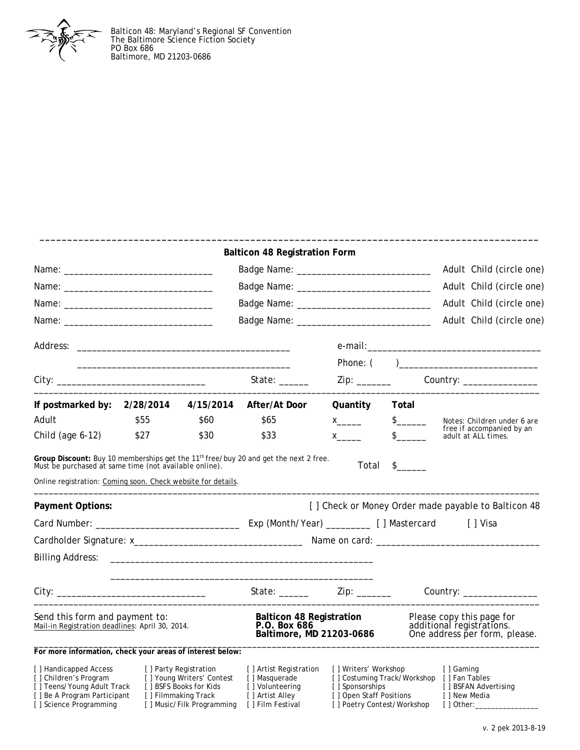Balticon 48: Maryland's Regional SF Convention
The Baltimore Science Fiction Society
PO Box 686
Baltimore, MD 21203-0686

---

## Balticon 48 Registration Form

Name: ______________________________ Badge Name: __________________________ Adult Child (circle one)

Name: ______________________________ Badge Name: __________________________ Adult Child (circle one)

Name: ______________________________ Badge Name: __________________________ Adult Child (circle one)

Name: ______________________________ Badge Name: __________________________ Adult Child (circle one)

Address: ___________________________________________ e-mail: ___________________________________

___________________________________________ Phone: (      )___________________________

City: ______________________________ State: ______ Zip: _______ Country: _______________

| If postmarked by: | 2/28/2014 | 4/15/2014 | After/At Door | Quantity | Total |
|---|---|---|---|---|---|
| Adult | $55 | $60 | $65 | x_____ | $______ |
| Child (age 6-12) | $27 | $30 | $33 | x_____ | $______ |

Notes: Children under 6 are free if accompanied by an adult at ALL times.

**Group Discount:** Buy 10 memberships get the 11th free/buy 20 and get the next 2 free.
Must be purchased at same time (not available online).

Total $______

*Online registration: Coming soon. Check website for details.*

---

**Payment Options:** [ ] Check or Money Order made payable to Balticon 48

Card Number: _____________________________ Exp (Month/Year) _________ [ ] Mastercard [ ] Visa

Cardholder Signature: x__________________________________ Name on card: ________________________________

Billing Address: ______________________________________________________

______________________________________________________

City: ______________________________ State: ______ Zip: _______ Country: _______________

---

Send this form and payment to:
Mail-in Registration deadlines: April 30, 2014.

**Balticon 48 Registration**
**P.O. Box 686**
**Baltimore, MD 21203-0686**

Please copy this page for additional registrations. One address per form, please.

---

**For more information, check your areas of interest below:**

| | | | | |
|---|---|---|---|---|
| [ ] Handicapped Access | [ ] Party Registration | [ ] Artist Registration | [ ] Writers' Workshop | [ ] Gaming |
| [ ] Children's Program | [ ] Young Writers' Contest | [ ] Masquerade | [ ] Costuming Track/Workshop | [ ] Fan Tables |
| [ ] Teens/Young Adult Track | [ ] BSFS Books for Kids | [ ] Volunteering | [ ] Sponsorships | [ ] BSFAN Advertising |
| [ ] Be A Program Participant | [ ] Filmmaking Track | [ ] Artist Alley | [ ] Open Staff Positions | [ ] New Media |
| [ ] Science Programming | [ ] Music/Filk Programming | [ ] Film Festival | [ ] Poetry Contest/Workshop | [ ] Other:_______________ |

v. 2 pek 2013-8-19